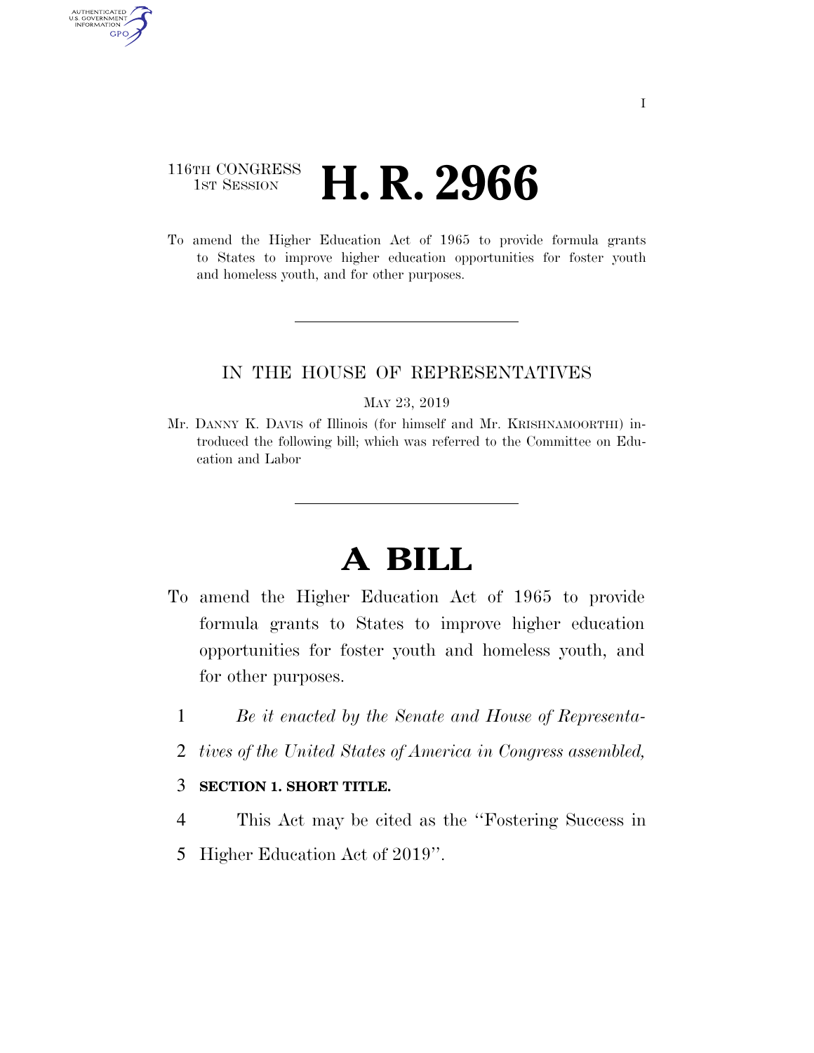116TH CONGRESS
1ST SESSION

# H. R. 2966

To amend the Higher Education Act of 1965 to provide formula grants to States to improve higher education opportunities for foster youth and homeless youth, and for other purposes.

---

IN THE HOUSE OF REPRESENTATIVES

MAY 23, 2019

Mr. DANNY K. DAVIS of Illinois (for himself and Mr. KRISHNAMOORTHI) introduced the following bill; which was referred to the Committee on Education and Labor

---

# A BILL

To amend the Higher Education Act of 1965 to provide formula grants to States to improve higher education opportunities for foster youth and homeless youth, and for other purposes.

1 *Be it enacted by the Senate and House of Representa-*
2 *tives of the United States of America in Congress assembled,*

3 **SECTION 1. SHORT TITLE.**

4 This Act may be cited as the ''Fostering Success in
5 Higher Education Act of 2019''.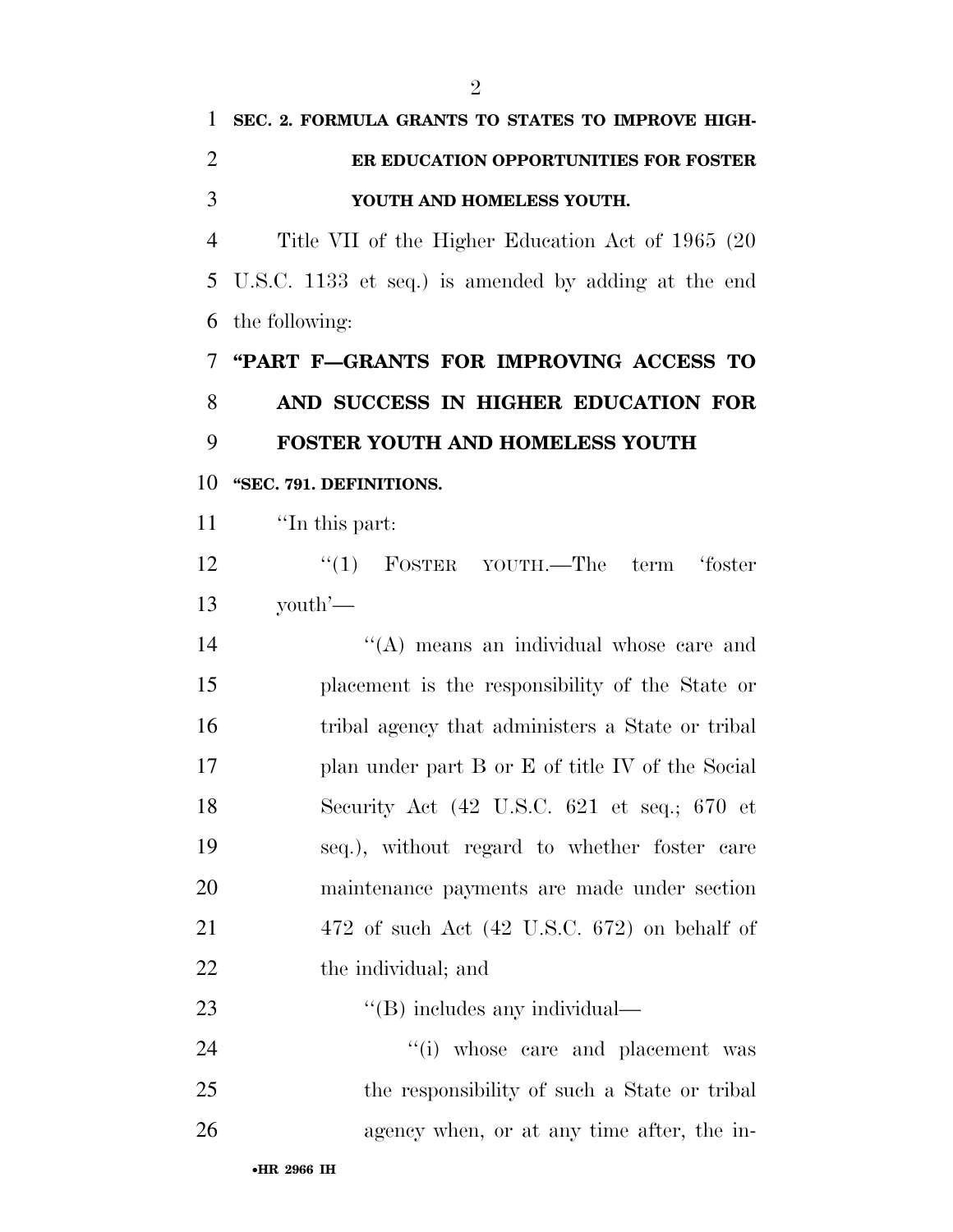**SEC. 2. FORMULA GRANTS TO STATES TO IMPROVE HIGHER EDUCATION OPPORTUNITIES FOR FOSTER YOUTH AND HOMELESS YOUTH.**

Title VII of the Higher Education Act of 1965 (20 U.S.C. 1133 et seq.) is amended by adding at the end the following:

**"PART F—GRANTS FOR IMPROVING ACCESS TO AND SUCCESS IN HIGHER EDUCATION FOR FOSTER YOUTH AND HOMELESS YOUTH**

**"SEC. 791. DEFINITIONS.**

"In this part:

"(1) FOSTER YOUTH.—The term 'foster youth'—

"(A) means an individual whose care and placement is the responsibility of the State or tribal agency that administers a State or tribal plan under part B or E of title IV of the Social Security Act (42 U.S.C. 621 et seq.; 670 et seq.), without regard to whether foster care maintenance payments are made under section 472 of such Act (42 U.S.C. 672) on behalf of the individual; and

"(B) includes any individual—

"(i) whose care and placement was the responsibility of such a State or tribal agency when, or at any time after, the in-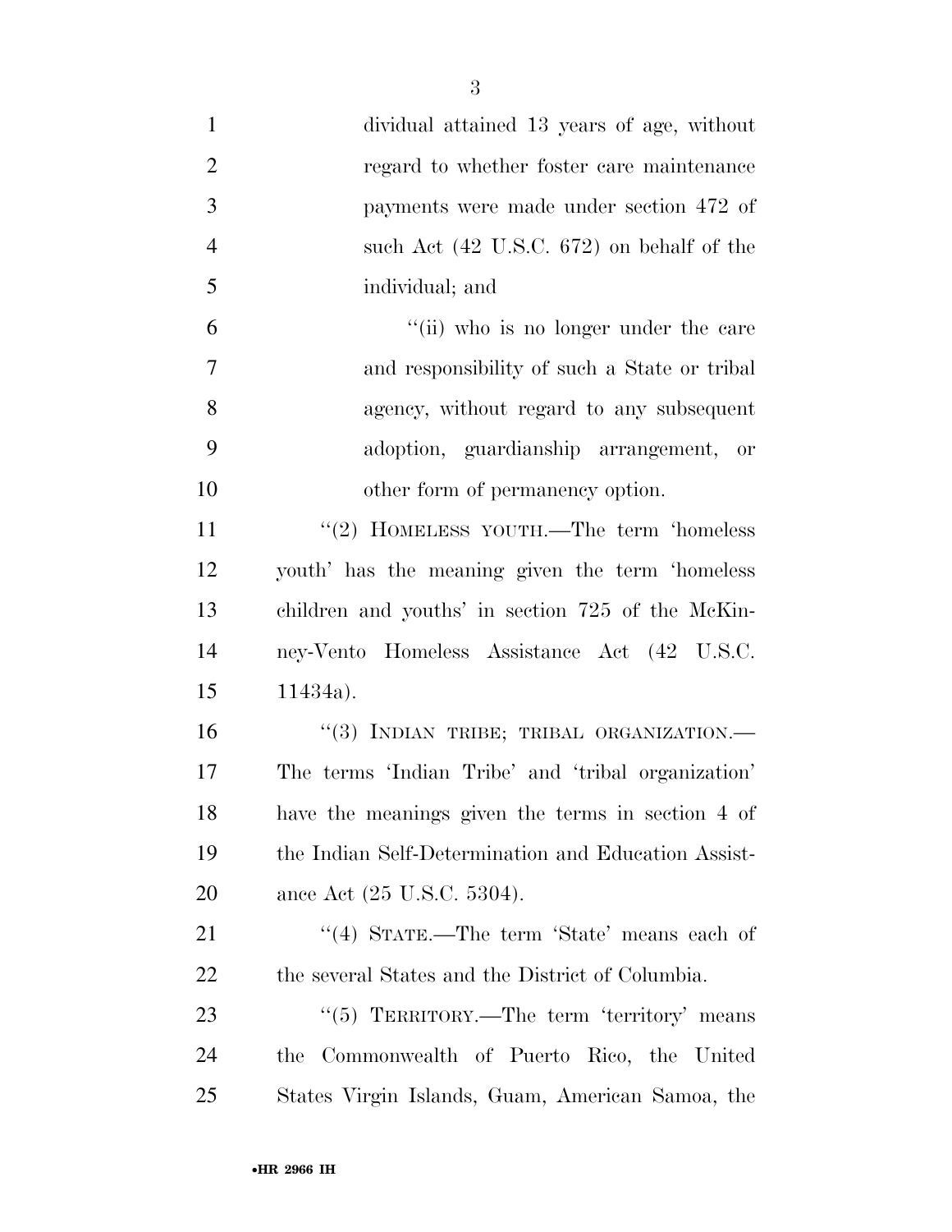dividual attained 13 years of age, without regard to whether foster care maintenance payments were made under section 472 of such Act (42 U.S.C. 672) on behalf of the individual; and

"(ii) who is no longer under the care and responsibility of such a State or tribal agency, without regard to any subsequent adoption, guardianship arrangement, or other form of permanency option.

"(2) HOMELESS YOUTH.—The term 'homeless youth' has the meaning given the term 'homeless children and youths' in section 725 of the McKinney-Vento Homeless Assistance Act (42 U.S.C. 11434a).

"(3) INDIAN TRIBE; TRIBAL ORGANIZATION.—The terms 'Indian Tribe' and 'tribal organization' have the meanings given the terms in section 4 of the Indian Self-Determination and Education Assistance Act (25 U.S.C. 5304).

"(4) STATE.—The term 'State' means each of the several States and the District of Columbia.

"(5) TERRITORY.—The term 'territory' means the Commonwealth of Puerto Rico, the United States Virgin Islands, Guam, American Samoa, the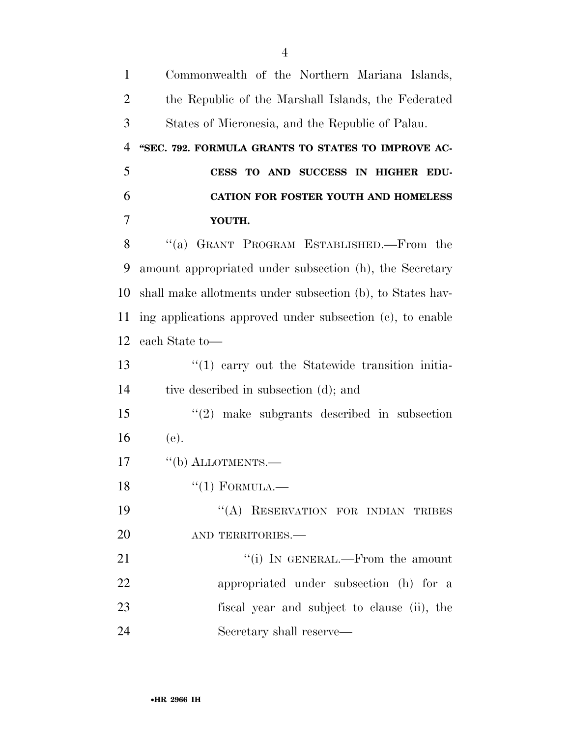Commonwealth of the Northern Mariana Islands, the Republic of the Marshall Islands, the Federated States of Micronesia, and the Republic of Palau.

**"SEC. 792. FORMULA GRANTS TO STATES TO IMPROVE ACCESS TO AND SUCCESS IN HIGHER EDUCATION FOR FOSTER YOUTH AND HOMELESS YOUTH.**

"(a) GRANT PROGRAM ESTABLISHED.—From the amount appropriated under subsection (h), the Secretary shall make allotments under subsection (b), to States having applications approved under subsection (c), to enable each State to—

"(1) carry out the Statewide transition initiative described in subsection (d); and

"(2) make subgrants described in subsection (e).

"(b) ALLOTMENTS.—

"(1) FORMULA.—

"(A) RESERVATION FOR INDIAN TRIBES AND TERRITORIES.—

"(i) IN GENERAL.—From the amount appropriated under subsection (h) for a fiscal year and subject to clause (ii), the Secretary shall reserve—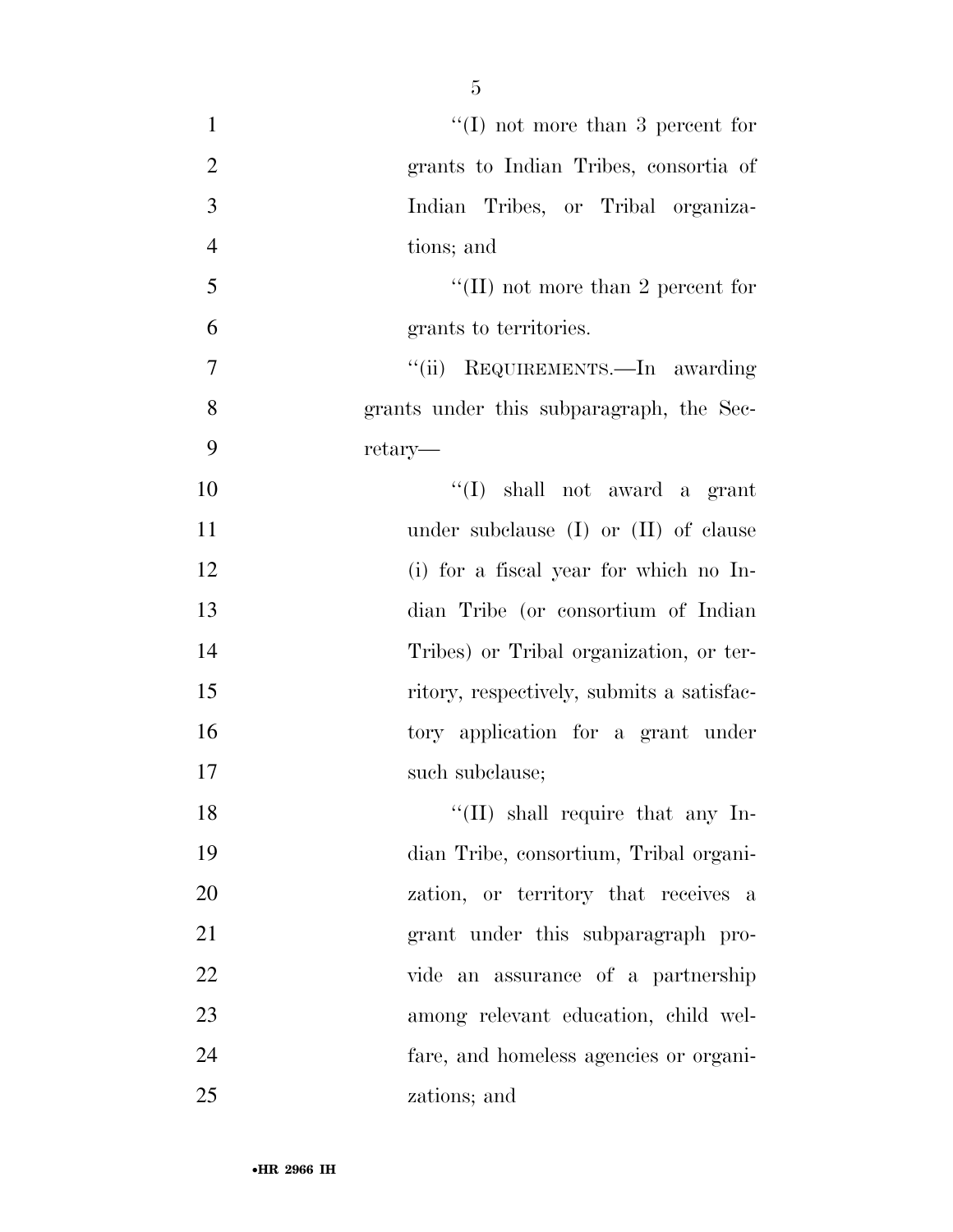"(I) not more than 3 percent for grants to Indian Tribes, consortia of Indian Tribes, or Tribal organizations; and

"(II) not more than 2 percent for grants to territories.

"(ii) REQUIREMENTS.—In awarding grants under this subparagraph, the Secretary—

"(I) shall not award a grant under subclause (I) or (II) of clause (i) for a fiscal year for which no Indian Tribe (or consortium of Indian Tribes) or Tribal organization, or territory, respectively, submits a satisfactory application for a grant under such subclause;

"(II) shall require that any Indian Tribe, consortium, Tribal organization, or territory that receives a grant under this subparagraph provide an assurance of a partnership among relevant education, child welfare, and homeless agencies or organizations; and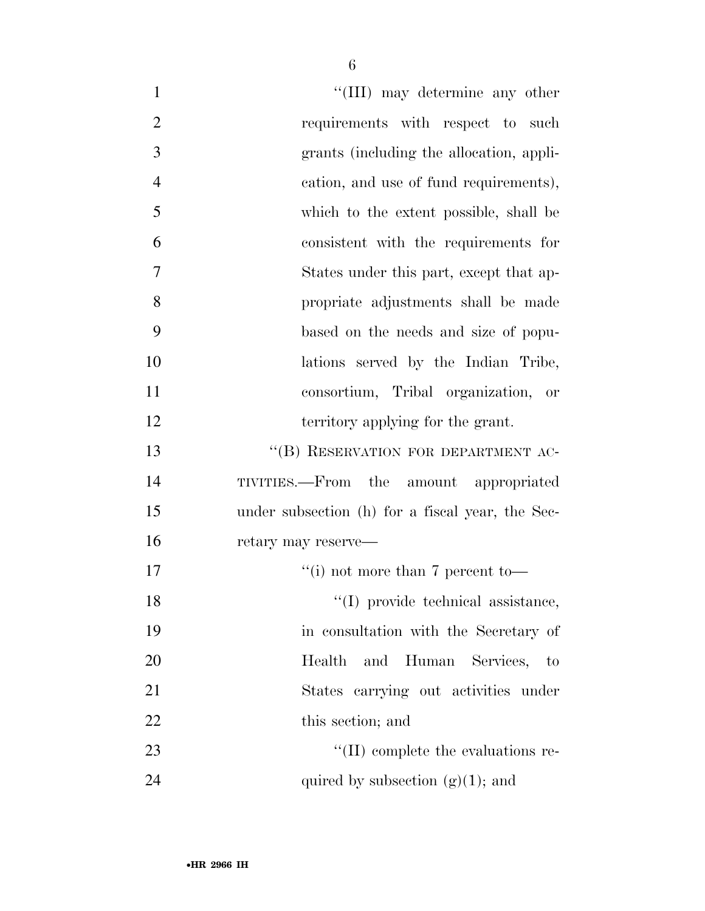"(III) may determine any other requirements with respect to such grants (including the allocation, application, and use of fund requirements), which to the extent possible, shall be consistent with the requirements for States under this part, except that appropriate adjustments shall be made based on the needs and size of populations served by the Indian Tribe, consortium, Tribal organization, or territory applying for the grant.

"(B) RESERVATION FOR DEPARTMENT ACTIVITIES.—From the amount appropriated under subsection (h) for a fiscal year, the Secretary may reserve—

"(i) not more than 7 percent to—

"(I) provide technical assistance, in consultation with the Secretary of Health and Human Services, to States carrying out activities under this section; and

"(II) complete the evaluations required by subsection (g)(1); and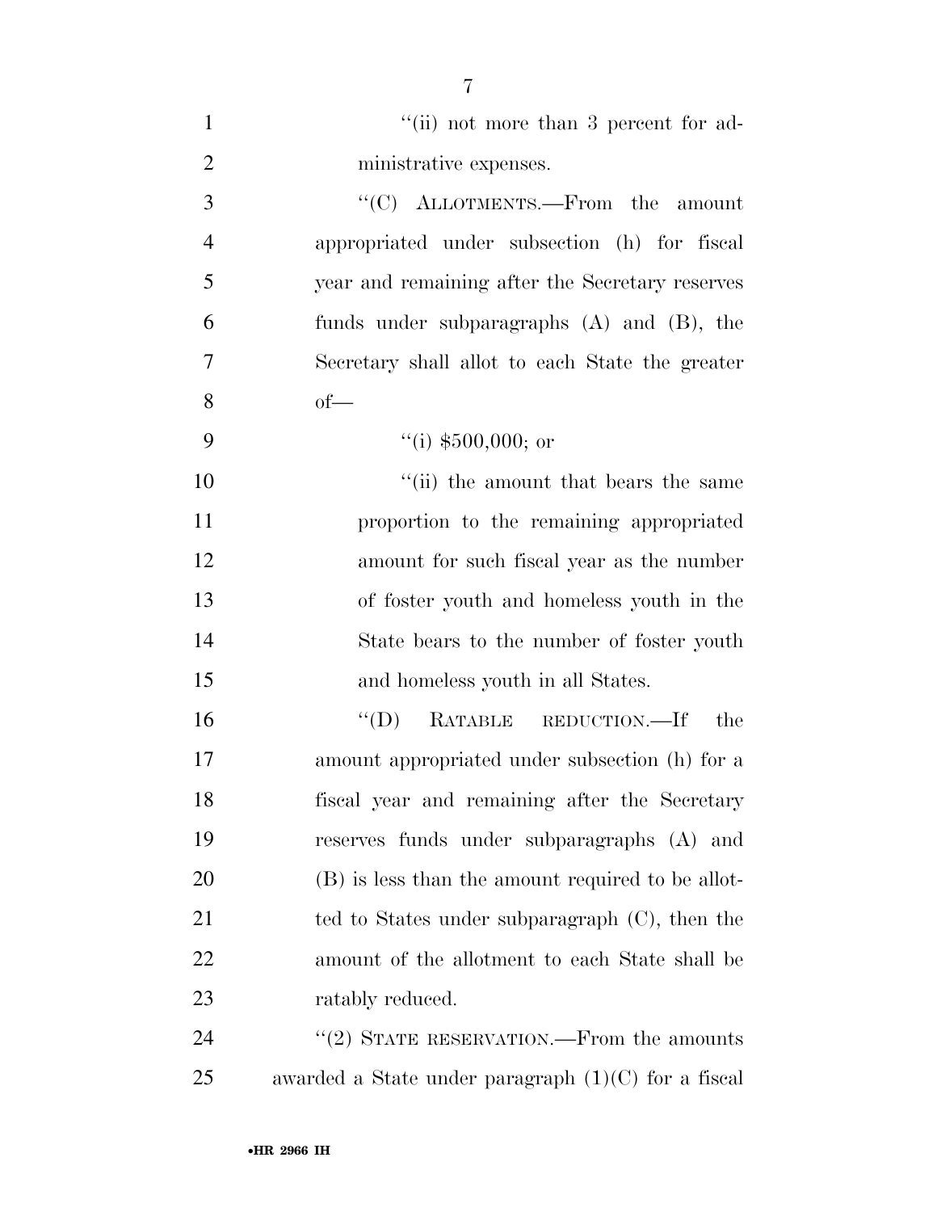''(ii) not more than 3 percent for administrative expenses.

''(C) ALLOTMENTS.—From the amount appropriated under subsection (h) for fiscal year and remaining after the Secretary reserves funds under subparagraphs (A) and (B), the Secretary shall allot to each State the greater of—

''(i) $500,000; or

''(ii) the amount that bears the same proportion to the remaining appropriated amount for such fiscal year as the number of foster youth and homeless youth in the State bears to the number of foster youth and homeless youth in all States.

''(D) RATABLE REDUCTION.—If the amount appropriated under subsection (h) for a fiscal year and remaining after the Secretary reserves funds under subparagraphs (A) and (B) is less than the amount required to be allotted to States under subparagraph (C), then the amount of the allotment to each State shall be ratably reduced.

''(2) STATE RESERVATION.—From the amounts awarded a State under paragraph (1)(C) for a fiscal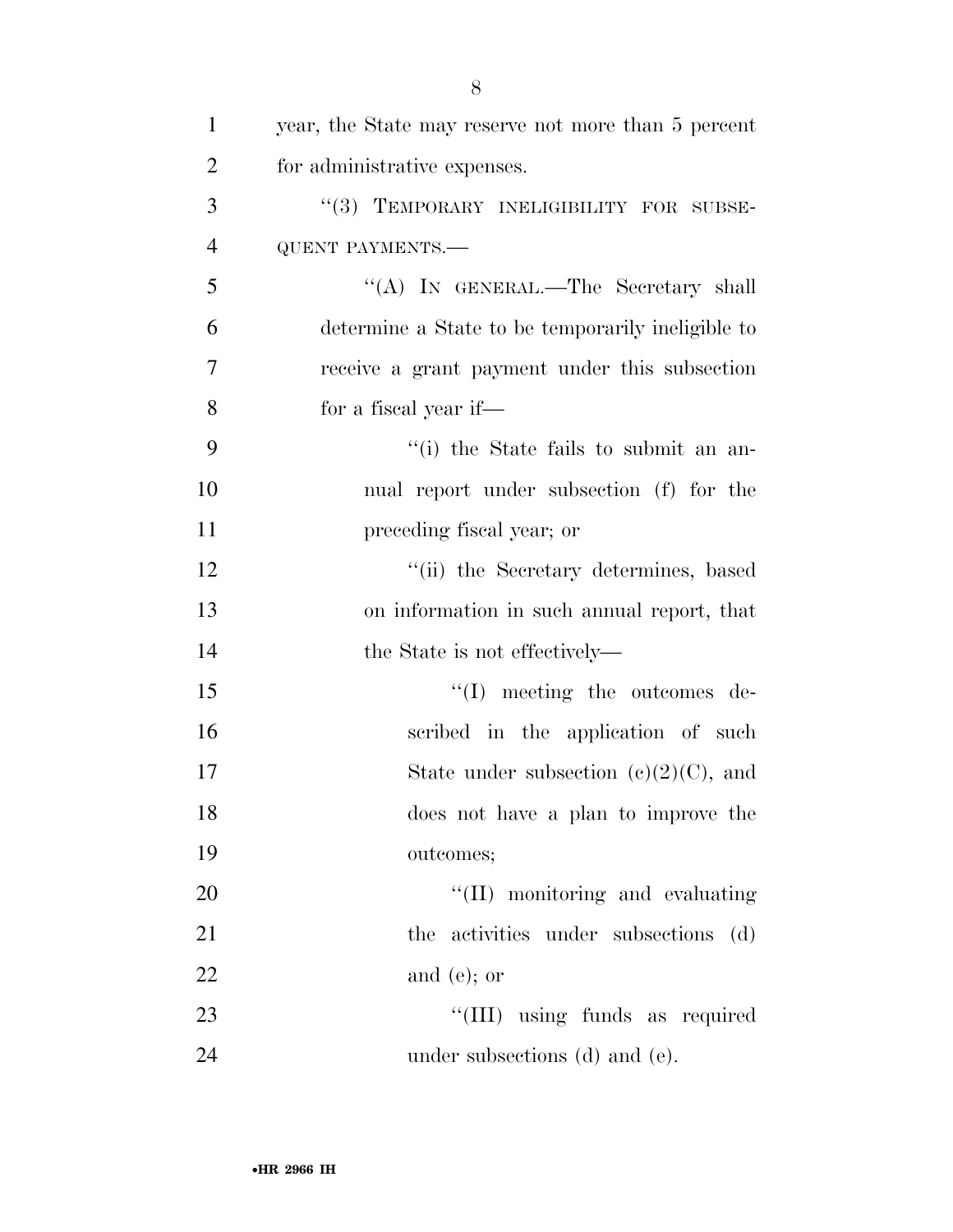year, the State may reserve not more than 5 percent for administrative expenses.

"(3) TEMPORARY INELIGIBILITY FOR SUBSEQUENT PAYMENTS.—

"(A) IN GENERAL.—The Secretary shall determine a State to be temporarily ineligible to receive a grant payment under this subsection for a fiscal year if—

"(i) the State fails to submit an annual report under subsection (f) for the preceding fiscal year; or

"(ii) the Secretary determines, based on information in such annual report, that the State is not effectively—

"(I) meeting the outcomes described in the application of such State under subsection (c)(2)(C), and does not have a plan to improve the outcomes;

"(II) monitoring and evaluating the activities under subsections (d) and (e); or

"(III) using funds as required under subsections (d) and (e).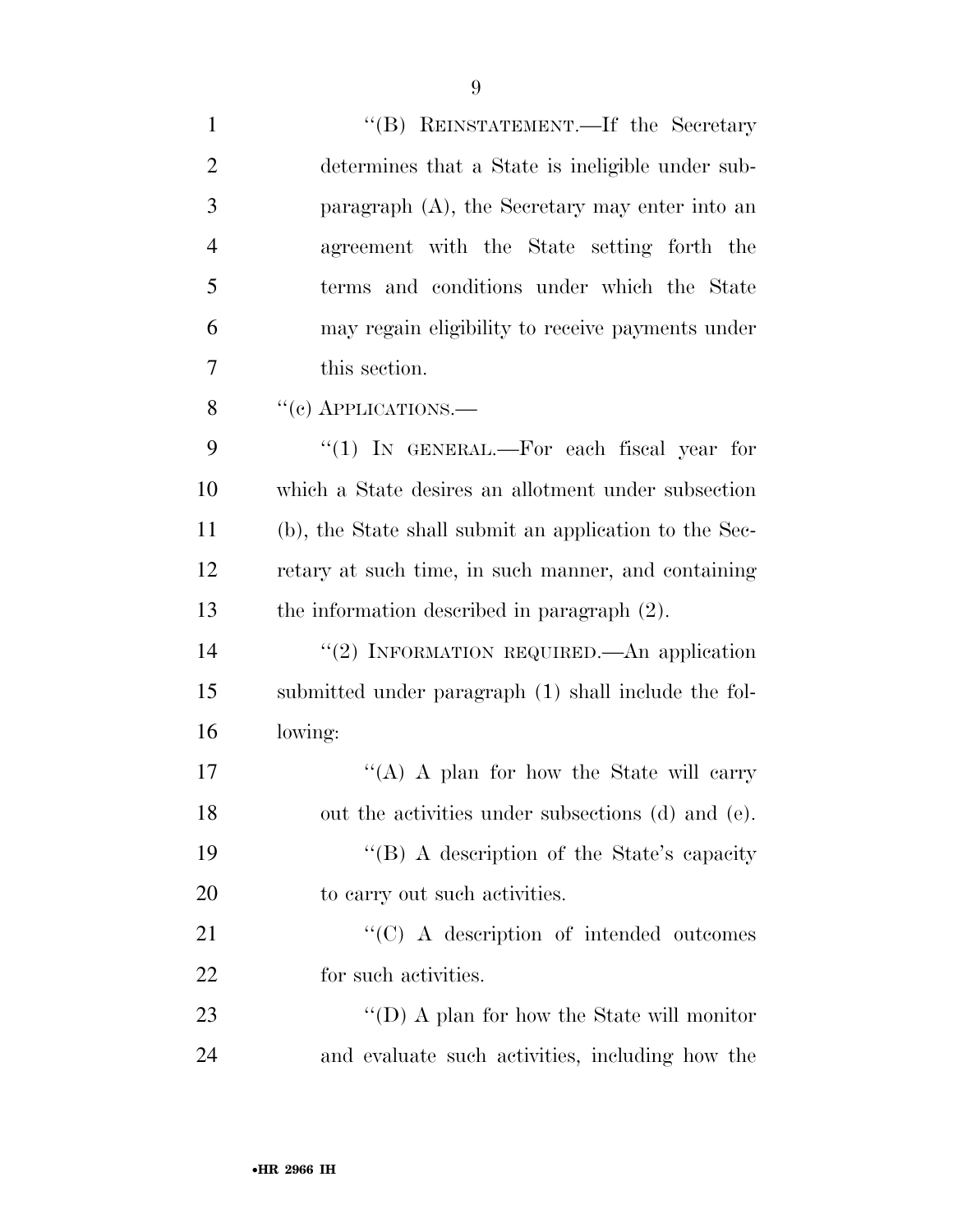"(B) REINSTATEMENT.—If the Secretary determines that a State is ineligible under subparagraph (A), the Secretary may enter into an agreement with the State setting forth the terms and conditions under which the State may regain eligibility to receive payments under this section.

"(c) APPLICATIONS.—

"(1) IN GENERAL.—For each fiscal year for which a State desires an allotment under subsection (b), the State shall submit an application to the Secretary at such time, in such manner, and containing the information described in paragraph (2).

"(2) INFORMATION REQUIRED.—An application submitted under paragraph (1) shall include the following:

"(A) A plan for how the State will carry out the activities under subsections (d) and (e).

"(B) A description of the State's capacity to carry out such activities.

"(C) A description of intended outcomes for such activities.

"(D) A plan for how the State will monitor and evaluate such activities, including how the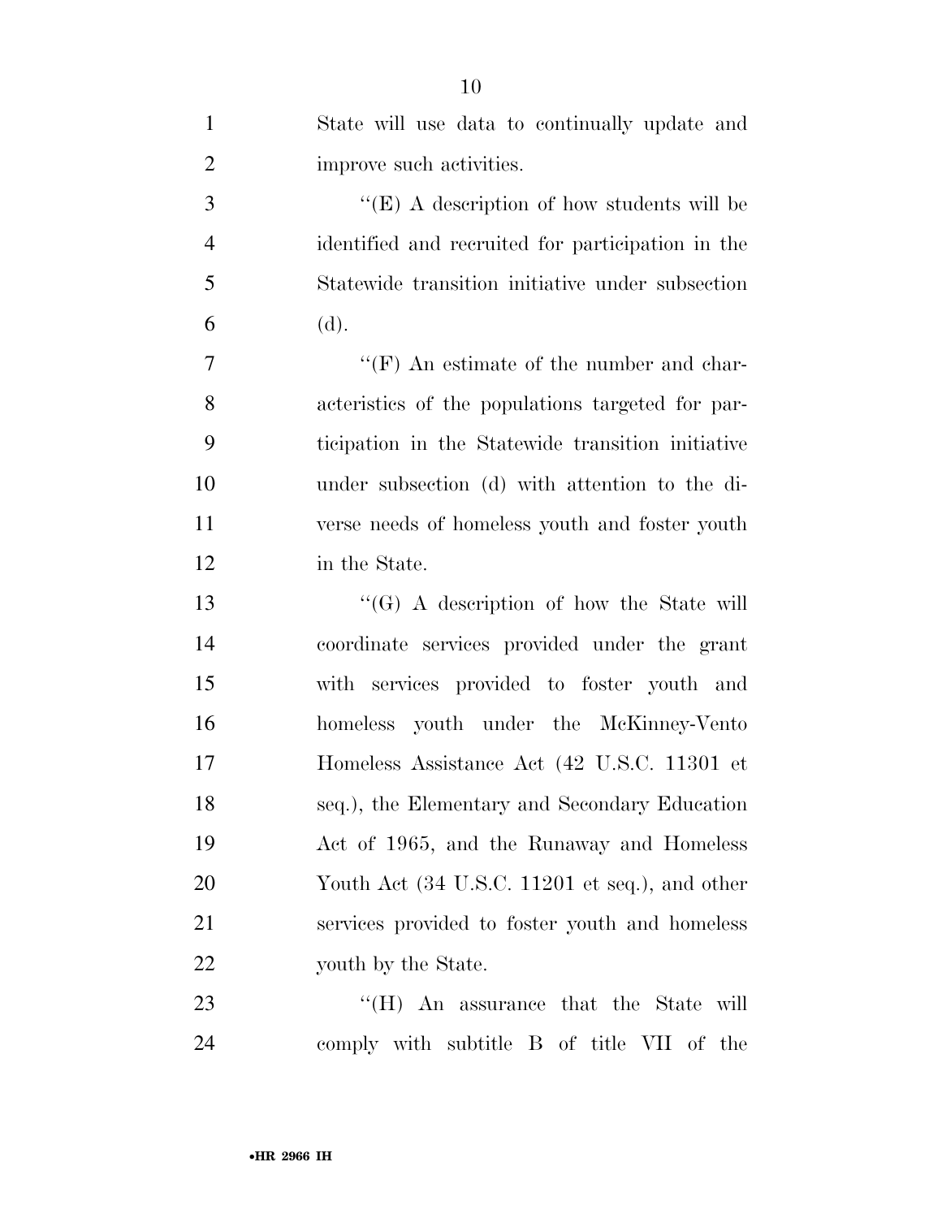State will use data to continually update and improve such activities.

''(E) A description of how students will be identified and recruited for participation in the Statewide transition initiative under subsection (d).

''(F) An estimate of the number and characteristics of the populations targeted for participation in the Statewide transition initiative under subsection (d) with attention to the diverse needs of homeless youth and foster youth in the State.

''(G) A description of how the State will coordinate services provided under the grant with services provided to foster youth and homeless youth under the McKinney-Vento Homeless Assistance Act (42 U.S.C. 11301 et seq.), the Elementary and Secondary Education Act of 1965, and the Runaway and Homeless Youth Act (34 U.S.C. 11201 et seq.), and other services provided to foster youth and homeless youth by the State.

''(H) An assurance that the State will comply with subtitle B of title VII of the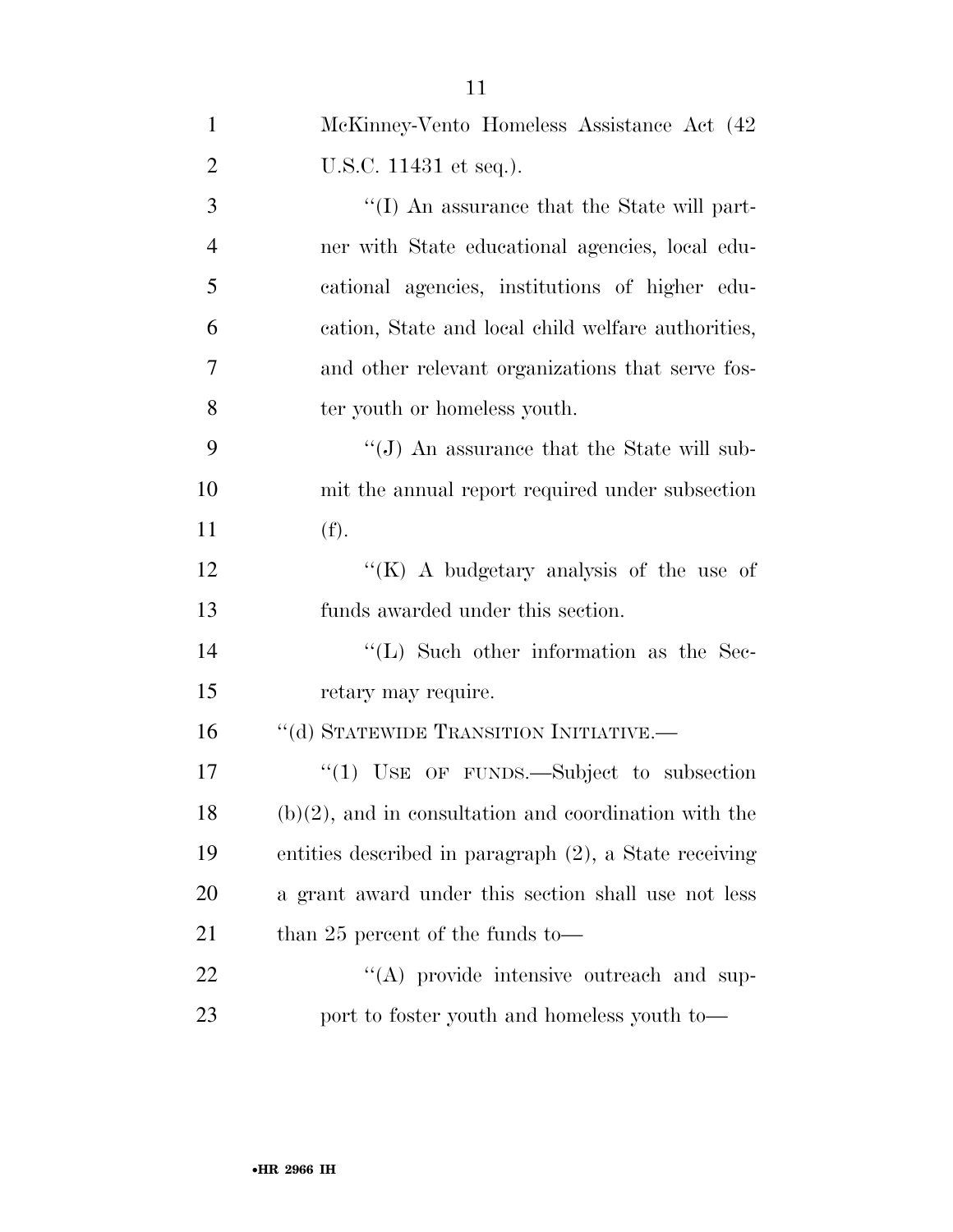McKinney-Vento Homeless Assistance Act (42 U.S.C. 11431 et seq.).

''(I) An assurance that the State will partner with State educational agencies, local educational agencies, institutions of higher education, State and local child welfare authorities, and other relevant organizations that serve foster youth or homeless youth.

''(J) An assurance that the State will submit the annual report required under subsection (f).

''(K) A budgetary analysis of the use of funds awarded under this section.

''(L) Such other information as the Secretary may require.

''(d) STATEWIDE TRANSITION INITIATIVE.—

''(1) USE OF FUNDS.—Subject to subsection (b)(2), and in consultation and coordination with the entities described in paragraph (2), a State receiving a grant award under this section shall use not less than 25 percent of the funds to—

''(A) provide intensive outreach and support to foster youth and homeless youth to—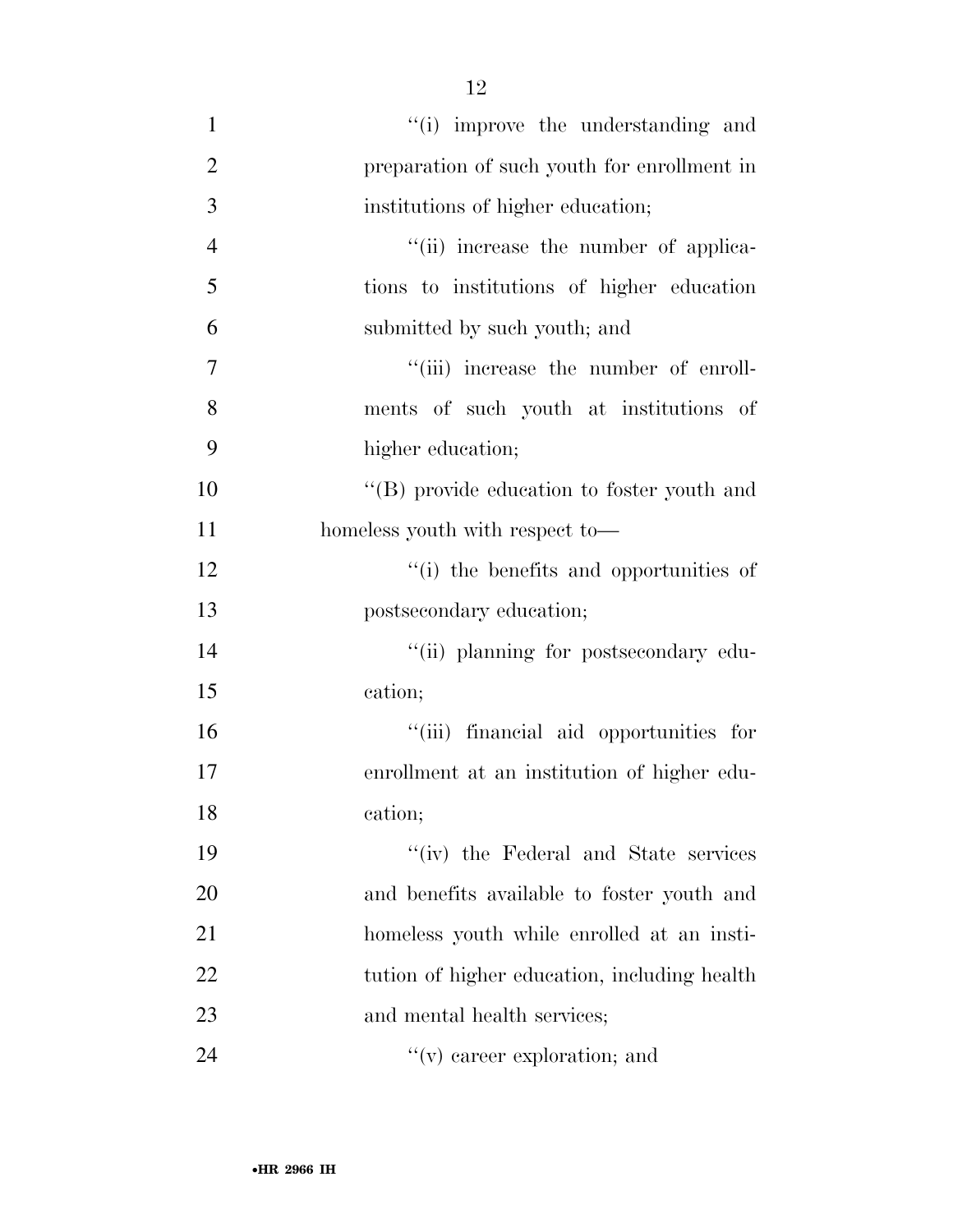''(i) improve the understanding and preparation of such youth for enrollment in institutions of higher education;

''(ii) increase the number of applications to institutions of higher education submitted by such youth; and

''(iii) increase the number of enrollments of such youth at institutions of higher education;

''(B) provide education to foster youth and homeless youth with respect to—

''(i) the benefits and opportunities of postsecondary education;

''(ii) planning for postsecondary education;

''(iii) financial aid opportunities for enrollment at an institution of higher education;

''(iv) the Federal and State services and benefits available to foster youth and homeless youth while enrolled at an institution of higher education, including health and mental health services;

''(v) career exploration; and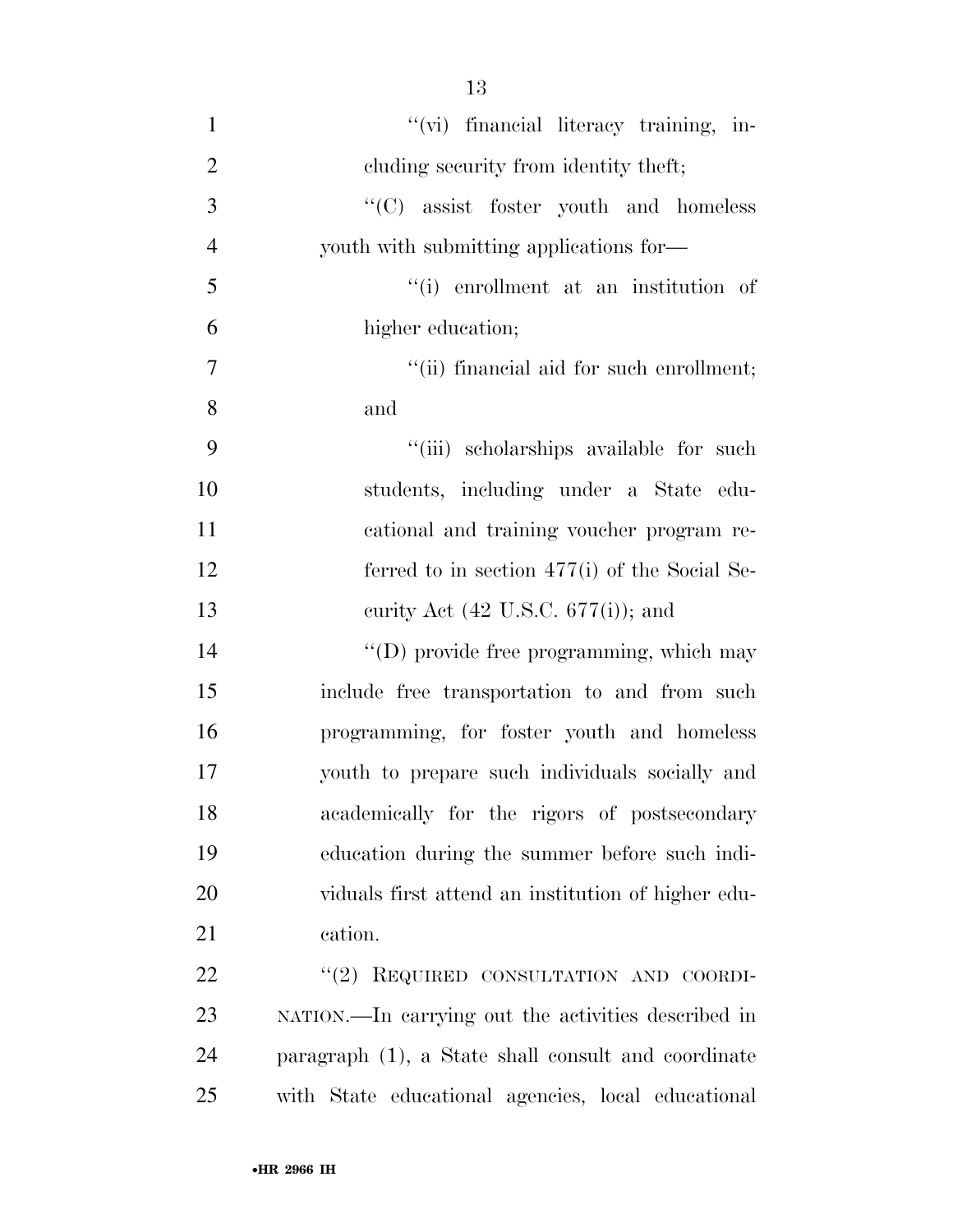"(vi) financial literacy training, including security from identity theft;

"(C) assist foster youth and homeless youth with submitting applications for—

"(i) enrollment at an institution of higher education;

"(ii) financial aid for such enrollment; and

"(iii) scholarships available for such students, including under a State educational and training voucher program referred to in section 477(i) of the Social Security Act (42 U.S.C. 677(i)); and

"(D) provide free programming, which may include free transportation to and from such programming, for foster youth and homeless youth to prepare such individuals socially and academically for the rigors of postsecondary education during the summer before such individuals first attend an institution of higher education.

"(2) REQUIRED CONSULTATION AND COORDINATION.—In carrying out the activities described in paragraph (1), a State shall consult and coordinate with State educational agencies, local educational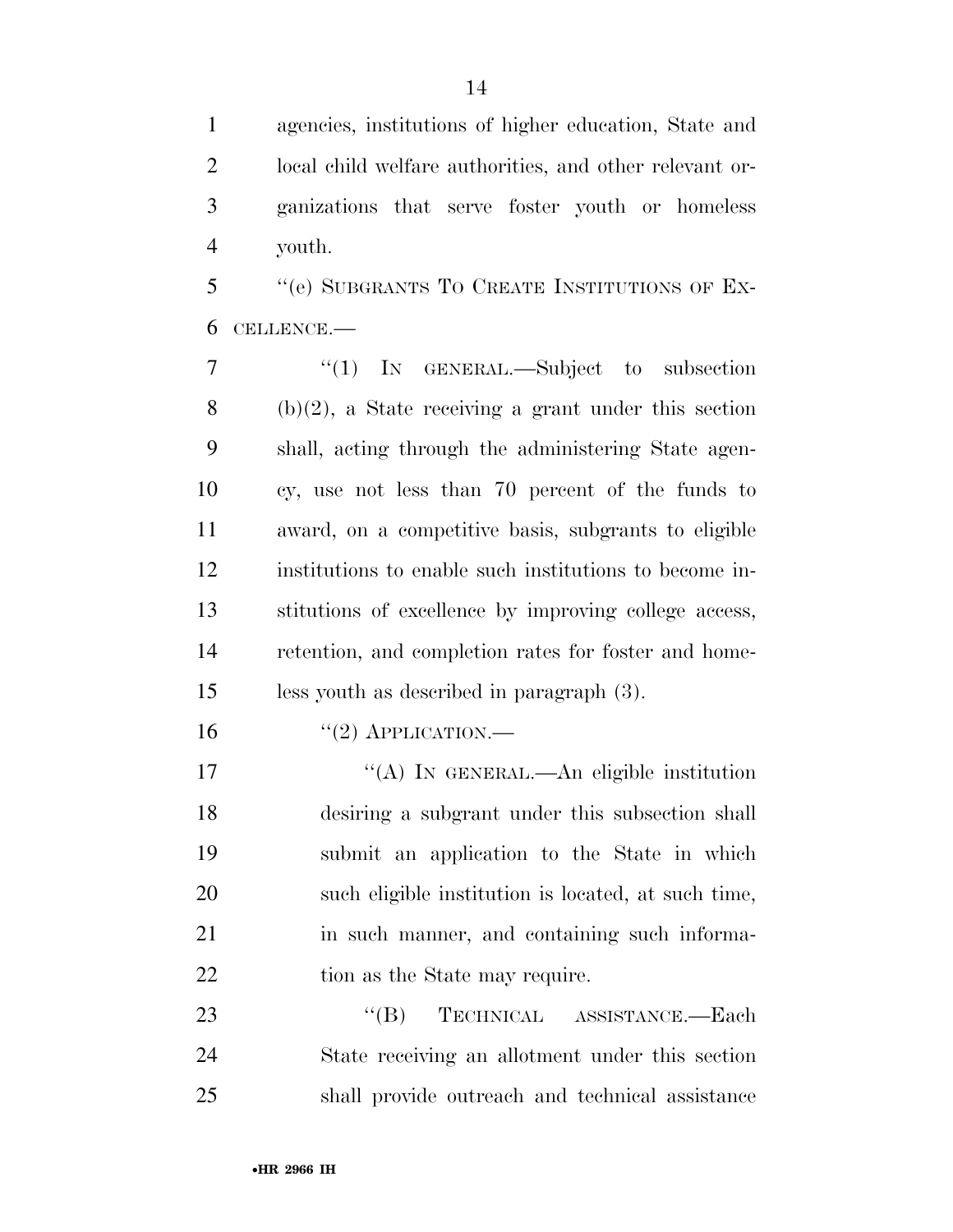agencies, institutions of higher education, State and local child welfare authorities, and other relevant organizations that serve foster youth or homeless youth.

"(e) SUBGRANTS TO CREATE INSTITUTIONS OF EXCELLENCE.—

"(1) IN GENERAL.—Subject to subsection (b)(2), a State receiving a grant under this section shall, acting through the administering State agency, use not less than 70 percent of the funds to award, on a competitive basis, subgrants to eligible institutions to enable such institutions to become institutions of excellence by improving college access, retention, and completion rates for foster and homeless youth as described in paragraph (3).

"(2) APPLICATION.—

"(A) IN GENERAL.—An eligible institution desiring a subgrant under this subsection shall submit an application to the State in which such eligible institution is located, at such time, in such manner, and containing such information as the State may require.

"(B) TECHNICAL ASSISTANCE.—Each State receiving an allotment under this section shall provide outreach and technical assistance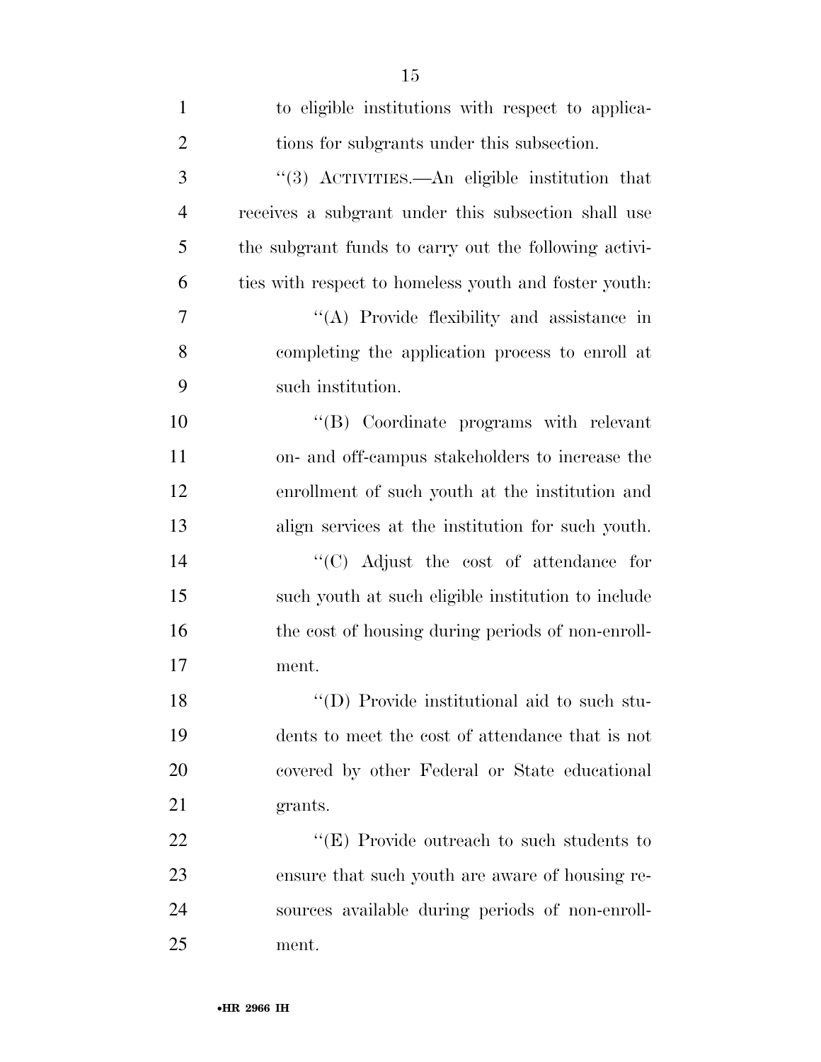to eligible institutions with respect to applications for subgrants under this subsection.

''(3) ACTIVITIES.—An eligible institution that receives a subgrant under this subsection shall use the subgrant funds to carry out the following activities with respect to homeless youth and foster youth:

''(A) Provide flexibility and assistance in completing the application process to enroll at such institution.

''(B) Coordinate programs with relevant on- and off-campus stakeholders to increase the enrollment of such youth at the institution and align services at the institution for such youth.

''(C) Adjust the cost of attendance for such youth at such eligible institution to include the cost of housing during periods of non-enrollment.

''(D) Provide institutional aid to such students to meet the cost of attendance that is not covered by other Federal or State educational grants.

''(E) Provide outreach to such students to ensure that such youth are aware of housing resources available during periods of non-enrollment.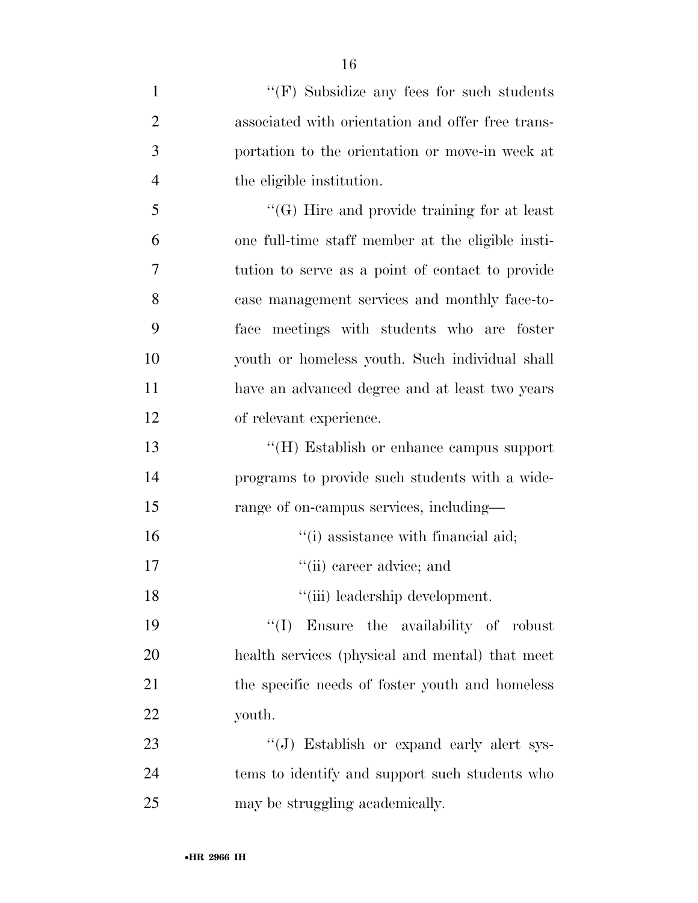''(F) Subsidize any fees for such students associated with orientation and offer free transportation to the orientation or move-in week at the eligible institution.

''(G) Hire and provide training for at least one full-time staff member at the eligible institution to serve as a point of contact to provide case management services and monthly face-to-face meetings with students who are foster youth or homeless youth. Such individual shall have an advanced degree and at least two years of relevant experience.

''(H) Establish or enhance campus support programs to provide such students with a wide-range of on-campus services, including—

''(i) assistance with financial aid;

''(ii) career advice; and

''(iii) leadership development.

''(I) Ensure the availability of robust health services (physical and mental) that meet the specific needs of foster youth and homeless youth.

''(J) Establish or expand early alert systems to identify and support such students who may be struggling academically.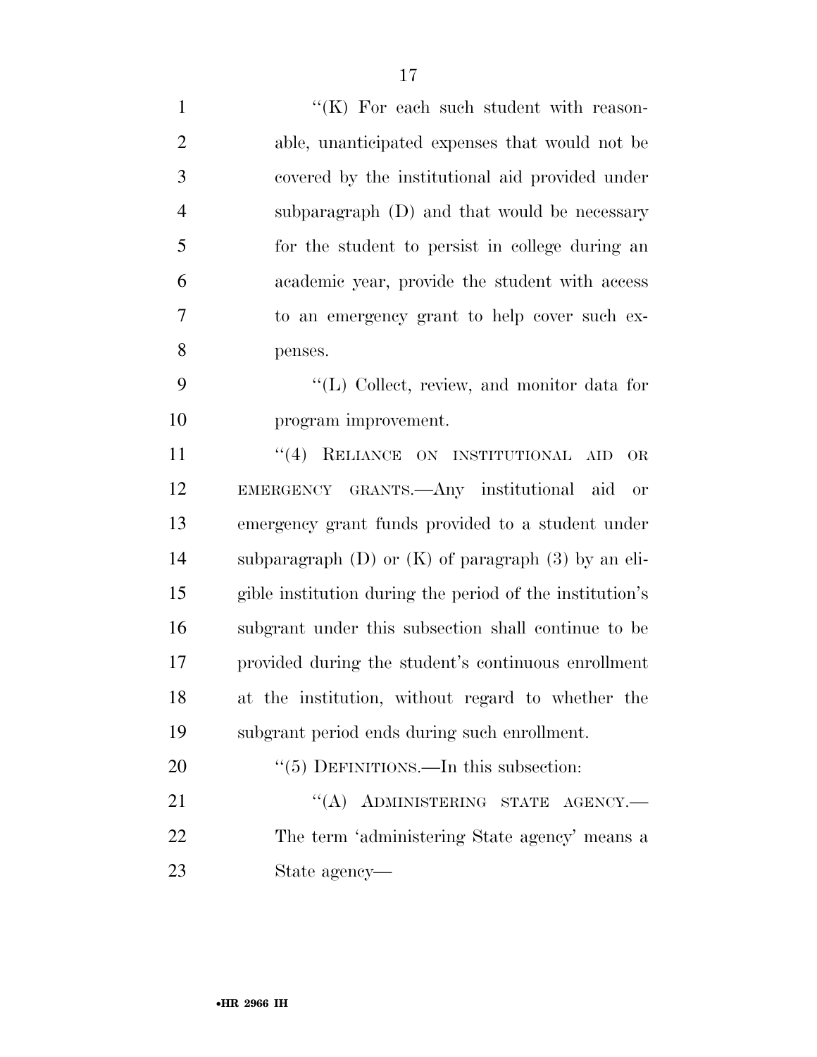"(K) For each such student with reasonable, unanticipated expenses that would not be covered by the institutional aid provided under subparagraph (D) and that would be necessary for the student to persist in college during an academic year, provide the student with access to an emergency grant to help cover such expenses.

"(L) Collect, review, and monitor data for program improvement.

"(4) RELIANCE ON INSTITUTIONAL AID OR EMERGENCY GRANTS.—Any institutional aid or emergency grant funds provided to a student under subparagraph (D) or (K) of paragraph (3) by an eligible institution during the period of the institution's subgrant under this subsection shall continue to be provided during the student's continuous enrollment at the institution, without regard to whether the subgrant period ends during such enrollment.

"(5) DEFINITIONS.—In this subsection:

"(A) ADMINISTERING STATE AGENCY.—The term 'administering State agency' means a State agency—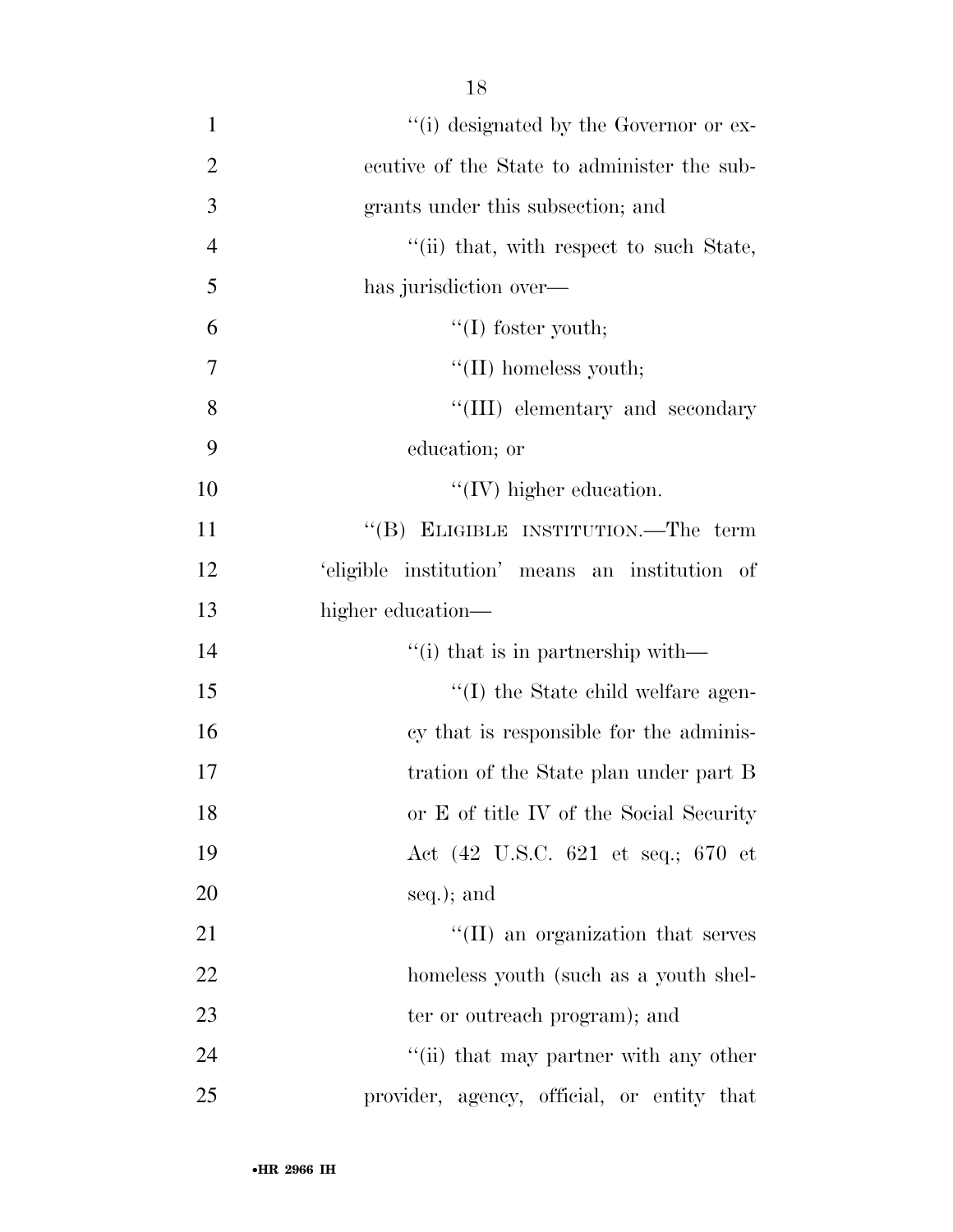''(i) designated by the Governor or executive of the State to administer the subgrants under this subsection; and

''(ii) that, with respect to such State, has jurisdiction over—

''(I) foster youth;

''(II) homeless youth;

''(III) elementary and secondary education; or

''(IV) higher education.

''(B) ELIGIBLE INSTITUTION.—The term 'eligible institution' means an institution of higher education—

''(i) that is in partnership with—

''(I) the State child welfare agency that is responsible for the administration of the State plan under part B or E of title IV of the Social Security Act (42 U.S.C. 621 et seq.; 670 et seq.); and

''(II) an organization that serves homeless youth (such as a youth shelter or outreach program); and

''(ii) that may partner with any other provider, agency, official, or entity that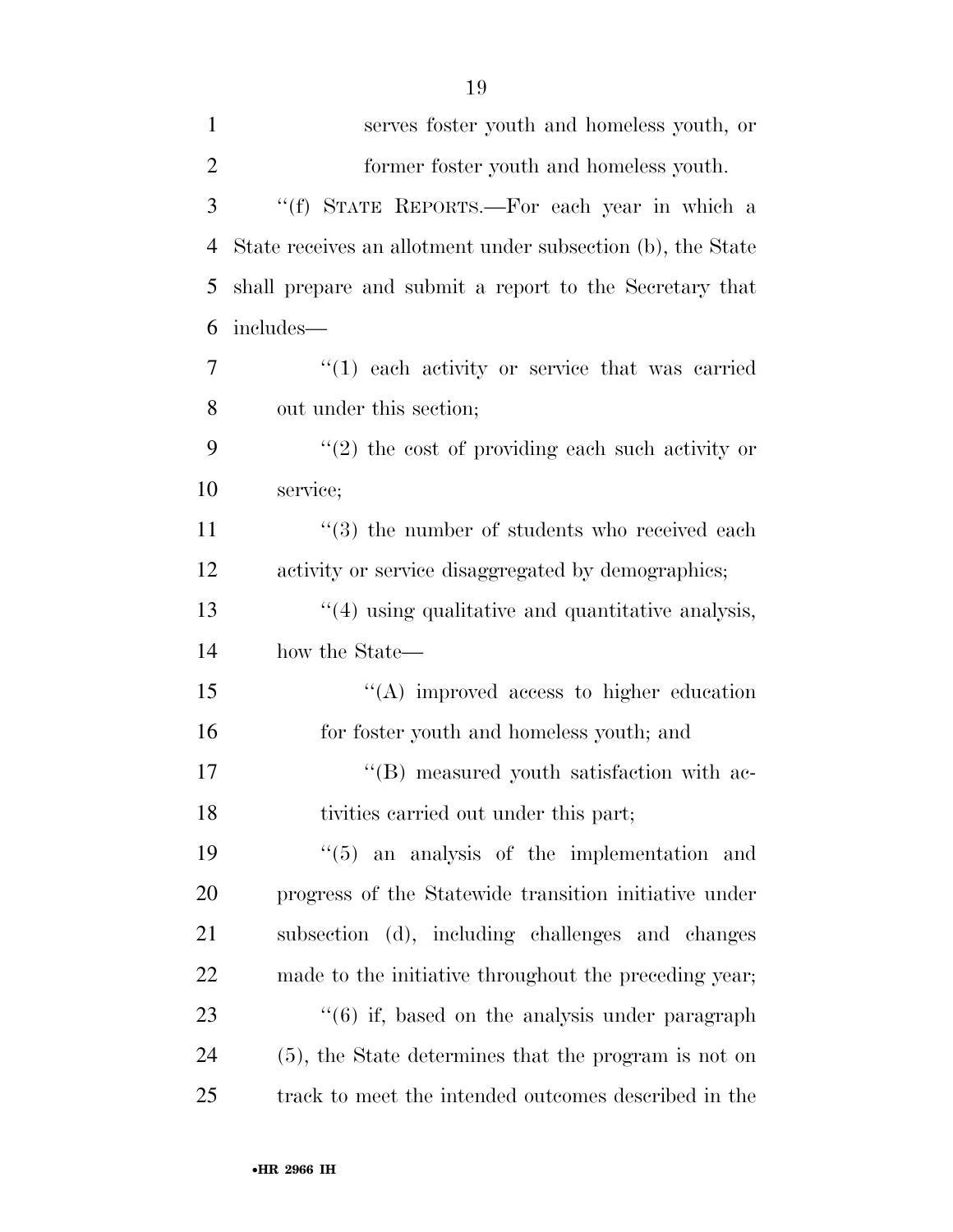serves foster youth and homeless youth, or former foster youth and homeless youth.

''(f) STATE REPORTS.—For each year in which a State receives an allotment under subsection (b), the State shall prepare and submit a report to the Secretary that includes—

''(1) each activity or service that was carried out under this section;

''(2) the cost of providing each such activity or service;

''(3) the number of students who received each activity or service disaggregated by demographics;

''(4) using qualitative and quantitative analysis, how the State—

''(A) improved access to higher education for foster youth and homeless youth; and

''(B) measured youth satisfaction with activities carried out under this part;

''(5) an analysis of the implementation and progress of the Statewide transition initiative under subsection (d), including challenges and changes made to the initiative throughout the preceding year;

''(6) if, based on the analysis under paragraph (5), the State determines that the program is not on track to meet the intended outcomes described in the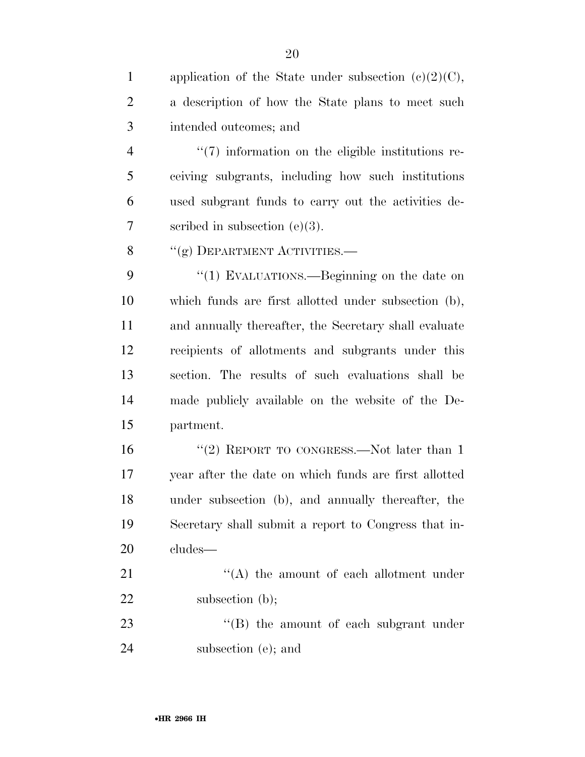application of the State under subsection (c)(2)(C), a description of how the State plans to meet such intended outcomes; and

''(7) information on the eligible institutions receiving subgrants, including how such institutions used subgrant funds to carry out the activities described in subsection (e)(3).

''(g) DEPARTMENT ACTIVITIES.—

''(1) EVALUATIONS.—Beginning on the date on which funds are first allotted under subsection (b), and annually thereafter, the Secretary shall evaluate recipients of allotments and subgrants under this section. The results of such evaluations shall be made publicly available on the website of the Department.

''(2) REPORT TO CONGRESS.—Not later than 1 year after the date on which funds are first allotted under subsection (b), and annually thereafter, the Secretary shall submit a report to Congress that includes—

''(A) the amount of each allotment under subsection (b);

''(B) the amount of each subgrant under subsection (e); and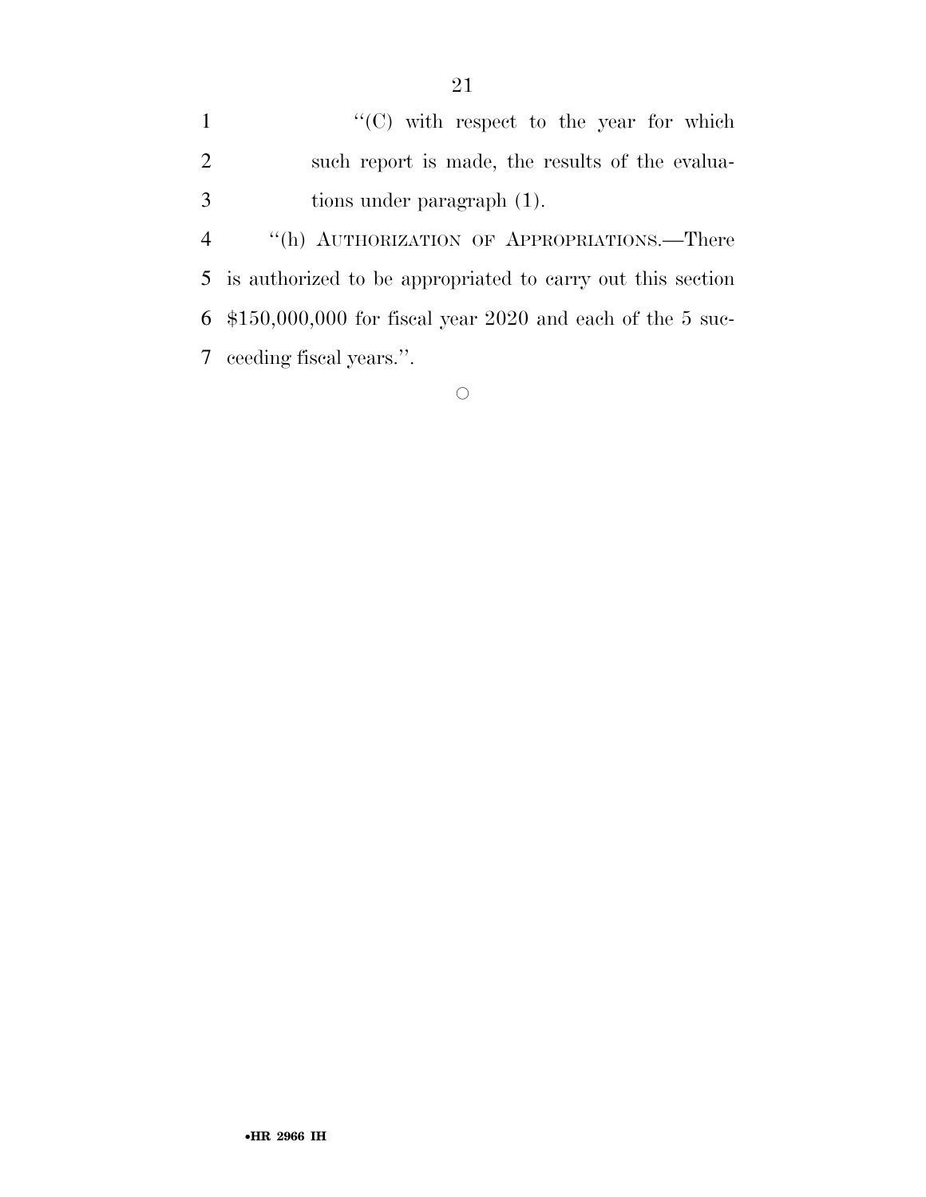"(C) with respect to the year for which such report is made, the results of the evaluations under paragraph (1).

"(h) AUTHORIZATION OF APPROPRIATIONS.—There is authorized to be appropriated to carry out this section $150,000,000 for fiscal year 2020 and each of the 5 succeeding fiscal years.".

○